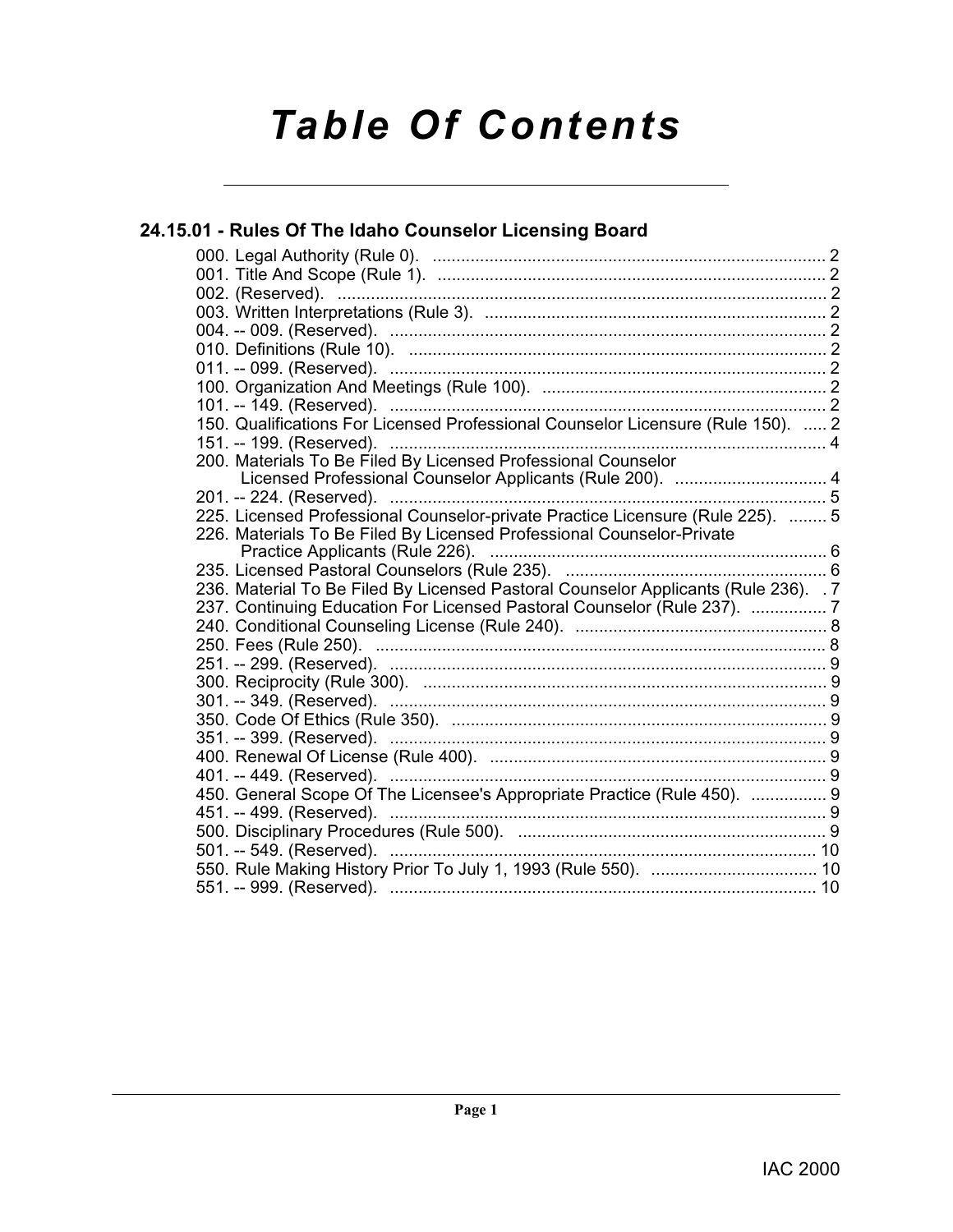# Table Of Contents

## 24.15.01 - Rules Of The Idaho Counselor Licensing Board

000. Legal Authority (Rule 0). .................................................................................... 2
001. Title And Scope (Rule 1). .................................................................................... 2
002. (Reserved). ........................................................................................................ 2
003. Written Interpretations (Rule 3). ......................................................................... 2
004. -- 009. (Reserved). ............................................................................................. 2
010. Definitions (Rule 10). ......................................................................................... 2
011. -- 099. (Reserved). ............................................................................................. 2
100. Organization And Meetings (Rule 100). ............................................................. 2
101. -- 149. (Reserved). ............................................................................................. 2
150. Qualifications For Licensed Professional Counselor Licensure (Rule 150). ..... 2
151. -- 199. (Reserved). ............................................................................................. 4
200. Materials To Be Filed By Licensed Professional Counselor Licensed Professional Counselor Applicants (Rule 200). ................................ 4
201. -- 224. (Reserved). ............................................................................................. 5
225. Licensed Professional Counselor-private Practice Licensure (Rule 225). ........ 5
226. Materials To Be Filed By Licensed Professional Counselor-Private Practice Applicants (Rule 226). ........................................................................ 6
235. Licensed Pastoral Counselors (Rule 235). ........................................................ 6
236. Material To Be Filed By Licensed Pastoral Counselor Applicants (Rule 236). . 7
237. Continuing Education For Licensed Pastoral Counselor (Rule 237). ................ 7
240. Conditional Counseling License (Rule 240). ...................................................... 8
250. Fees (Rule 250). ................................................................................................ 8
251. -- 299. (Reserved). ............................................................................................. 9
300. Reciprocity (Rule 300). ...................................................................................... 9
301. -- 349. (Reserved). ............................................................................................. 9
350. Code Of Ethics (Rule 350). ................................................................................ 9
351. -- 399. (Reserved). ............................................................................................. 9
400. Renewal Of License (Rule 400). ........................................................................ 9
401. -- 449. (Reserved). ............................................................................................. 9
450. General Scope Of The Licensee's Appropriate Practice (Rule 450). ................ 9
451. -- 499. (Reserved). ............................................................................................. 9
500. Disciplinary Procedures (Rule 500). ................................................................. 9
501. -- 549. (Reserved). ........................................................................................... 10
550. Rule Making History Prior To July 1, 1993 (Rule 550). ................................... 10
551. -- 999. (Reserved). ........................................................................................... 10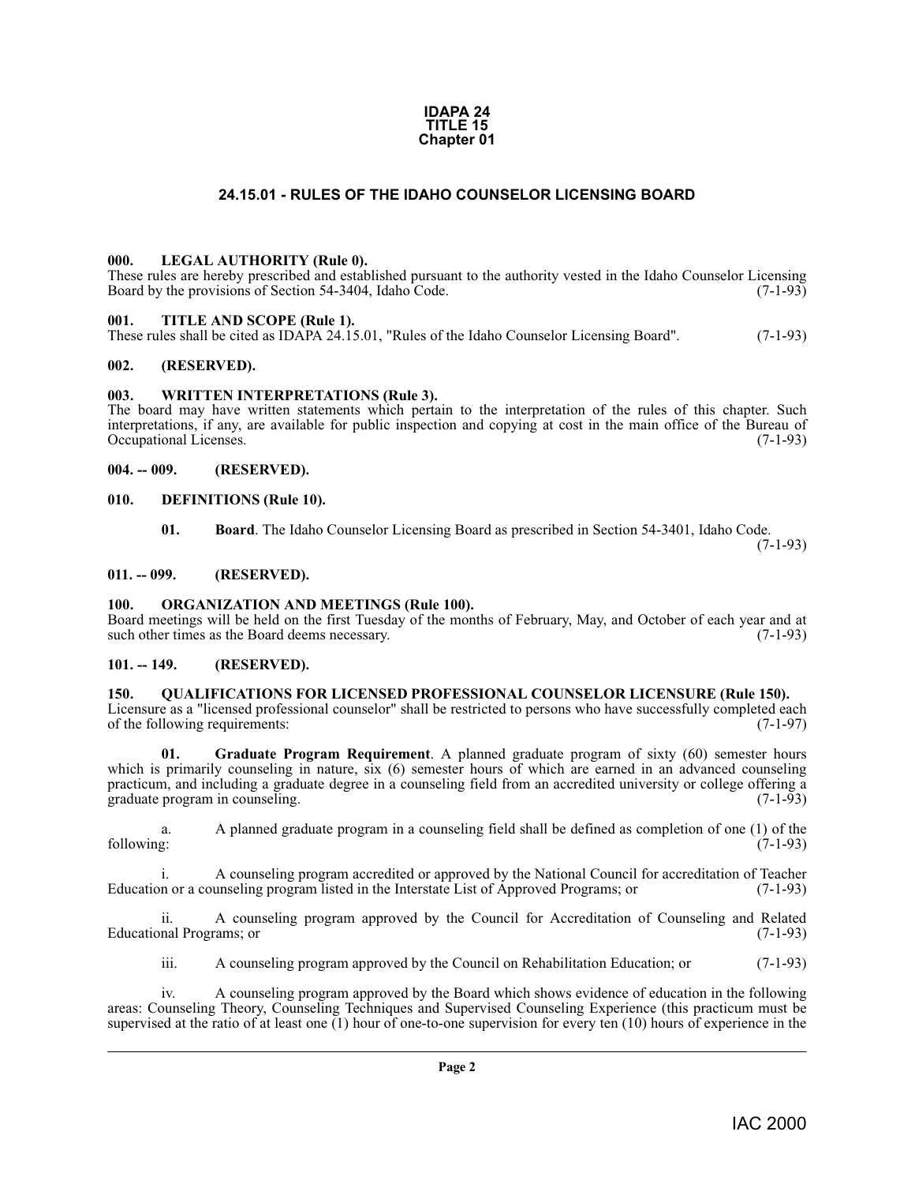**IDAPA 24**
**TITLE 15**
**Chapter 01**

# 24.15.01 - RULES OF THE IDAHO COUNSELOR LICENSING BOARD

### 000. LEGAL AUTHORITY (Rule 0).

These rules are hereby prescribed and established pursuant to the authority vested in the Idaho Counselor Licensing Board by the provisions of Section 54-3404, Idaho Code. (7-1-93)

### 001. TITLE AND SCOPE (Rule 1).

These rules shall be cited as IDAPA 24.15.01, "Rules of the Idaho Counselor Licensing Board". (7-1-93)

### 002. (RESERVED).

### 003. WRITTEN INTERPRETATIONS (Rule 3).

The board may have written statements which pertain to the interpretation of the rules of this chapter. Such interpretations, if any, are available for public inspection and copying at cost in the main office of the Bureau of Occupational Licenses. (7-1-93)

### 004. -- 009. (RESERVED).

### 010. DEFINITIONS (Rule 10).

**01. Board**. The Idaho Counselor Licensing Board as prescribed in Section 54-3401, Idaho Code. (7-1-93)

### 011. -- 099. (RESERVED).

### 100. ORGANIZATION AND MEETINGS (Rule 100).

Board meetings will be held on the first Tuesday of the months of February, May, and October of each year and at such other times as the Board deems necessary. (7-1-93)

### 101. -- 149. (RESERVED).

### 150. QUALIFICATIONS FOR LICENSED PROFESSIONAL COUNSELOR LICENSURE (Rule 150).

Licensure as a "licensed professional counselor" shall be restricted to persons who have successfully completed each of the following requirements: (7-1-97)

**01. Graduate Program Requirement**. A planned graduate program of sixty (60) semester hours which is primarily counseling in nature, six (6) semester hours of which are earned in an advanced counseling practicum, and including a graduate degree in a counseling field from an accredited university or college offering a graduate program in counseling. (7-1-93)

a. A planned graduate program in a counseling field shall be defined as completion of one (1) of the following: (7-1-93)

i. A counseling program accredited or approved by the National Council for accreditation of Teacher Education or a counseling program listed in the Interstate List of Approved Programs; or (7-1-93)

ii. A counseling program approved by the Council for Accreditation of Counseling and Related Educational Programs; or (7-1-93)

iii. A counseling program approved by the Council on Rehabilitation Education; or (7-1-93)

iv. A counseling program approved by the Board which shows evidence of education in the following areas: Counseling Theory, Counseling Techniques and Supervised Counseling Experience (this practicum must be supervised at the ratio of at least one (1) hour of one-to-one supervision for every ten (10) hours of experience in the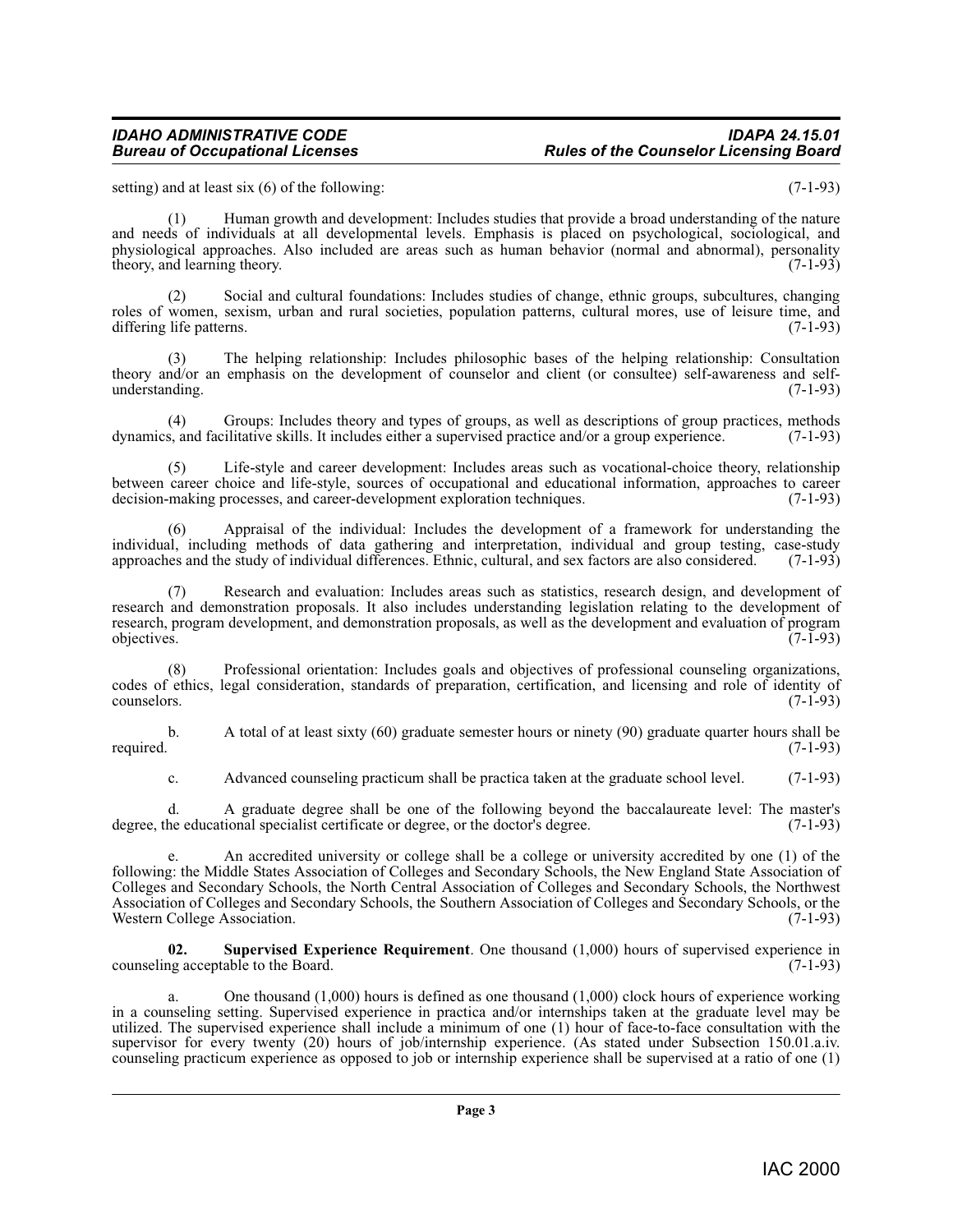setting) and at least six (6) of the following: (7-1-93)

(1) Human growth and development: Includes studies that provide a broad understanding of the nature and needs of individuals at all developmental levels. Emphasis is placed on psychological, sociological, and physiological approaches. Also included are areas such as human behavior (normal and abnormal), personality theory, and learning theory. (7-1-93)

(2) Social and cultural foundations: Includes studies of change, ethnic groups, subcultures, changing roles of women, sexism, urban and rural societies, population patterns, cultural mores, use of leisure time, and differing life patterns. (7-1-93)

(3) The helping relationship: Includes philosophic bases of the helping relationship: Consultation theory and/or an emphasis on the development of counselor and client (or consultee) self-awareness and self-understanding. (7-1-93)

(4) Groups: Includes theory and types of groups, as well as descriptions of group practices, methods dynamics, and facilitative skills. It includes either a supervised practice and/or a group experience. (7-1-93)

(5) Life-style and career development: Includes areas such as vocational-choice theory, relationship between career choice and life-style, sources of occupational and educational information, approaches to career decision-making processes, and career-development exploration techniques. (7-1-93)

(6) Appraisal of the individual: Includes the development of a framework for understanding the individual, including methods of data gathering and interpretation, individual and group testing, case-study approaches and the study of individual differences. Ethnic, cultural, and sex factors are also considered. (7-1-93)

(7) Research and evaluation: Includes areas such as statistics, research design, and development of research and demonstration proposals. It also includes understanding legislation relating to the development of research, program development, and demonstration proposals, as well as the development and evaluation of program objectives. (7-1-93)

(8) Professional orientation: Includes goals and objectives of professional counseling organizations, codes of ethics, legal consideration, standards of preparation, certification, and licensing and role of identity of counselors. (7-1-93)

b. A total of at least sixty (60) graduate semester hours or ninety (90) graduate quarter hours shall be required. (7-1-93)

c. Advanced counseling practicum shall be practica taken at the graduate school level. (7-1-93)

d. A graduate degree shall be one of the following beyond the baccalaureate level: The master's degree, the educational specialist certificate or degree, or the doctor's degree. (7-1-93)

e. An accredited university or college shall be a college or university accredited by one (1) of the following: the Middle States Association of Colleges and Secondary Schools, the New England State Association of Colleges and Secondary Schools, the North Central Association of Colleges and Secondary Schools, the Northwest Association of Colleges and Secondary Schools, the Southern Association of Colleges and Secondary Schools, or the Western College Association. (7-1-93)

**02. Supervised Experience Requirement**. One thousand (1,000) hours of supervised experience in counseling acceptable to the Board. (7-1-93)

a. One thousand (1,000) hours is defined as one thousand (1,000) clock hours of experience working in a counseling setting. Supervised experience in practica and/or internships taken at the graduate level may be utilized. The supervised experience shall include a minimum of one (1) hour of face-to-face consultation with the supervisor for every twenty (20) hours of job/internship experience. (As stated under Subsection 150.01.a.iv. counseling practicum experience as opposed to job or internship experience shall be supervised at a ratio of one (1)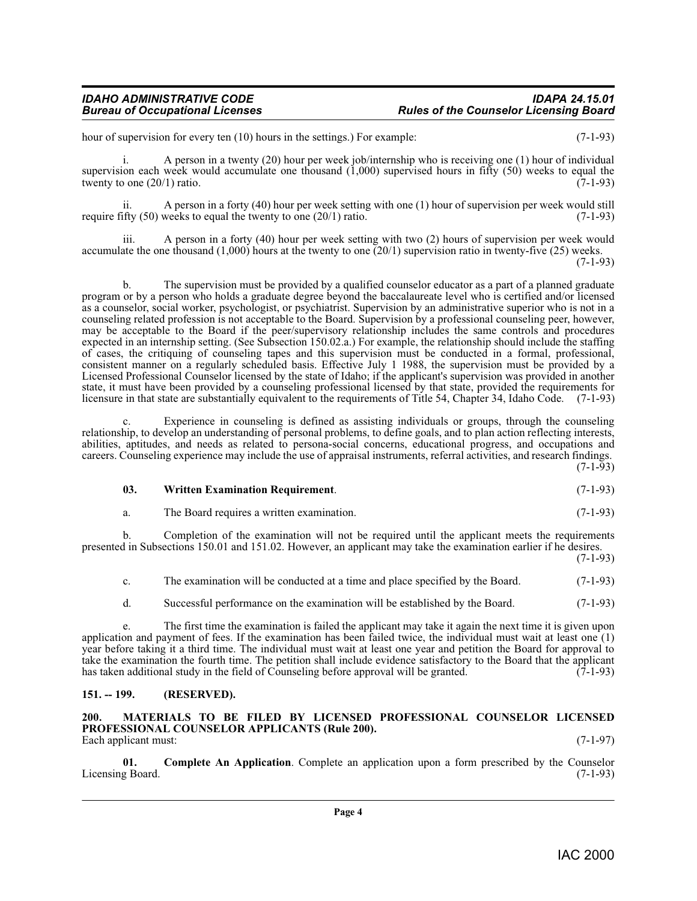hour of supervision for every ten (10) hours in the settings.) For example: (7-1-93)

i. A person in a twenty (20) hour per week job/internship who is receiving one (1) hour of individual supervision each week would accumulate one thousand (1,000) supervised hours in fifty (50) weeks to equal the twenty to one (20/1) ratio. (7-1-93)

ii. A person in a forty (40) hour per week setting with one (1) hour of supervision per week would still require fifty (50) weeks to equal the twenty to one (20/1) ratio. (7-1-93)

iii. A person in a forty (40) hour per week setting with two (2) hours of supervision per week would accumulate the one thousand (1,000) hours at the twenty to one (20/1) supervision ratio in twenty-five (25) weeks. (7-1-93)

b. The supervision must be provided by a qualified counselor educator as a part of a planned graduate program or by a person who holds a graduate degree beyond the baccalaureate level who is certified and/or licensed as a counselor, social worker, psychologist, or psychiatrist. Supervision by an administrative superior who is not in a counseling related profession is not acceptable to the Board. Supervision by a professional counseling peer, however, may be acceptable to the Board if the peer/supervisory relationship includes the same controls and procedures expected in an internship setting. (See Subsection 150.02.a.) For example, the relationship should include the staffing of cases, the critiquing of counseling tapes and this supervision must be conducted in a formal, professional, consistent manner on a regularly scheduled basis. Effective July 1 1988, the supervision must be provided by a Licensed Professional Counselor licensed by the state of Idaho; if the applicant's supervision was provided in another state, it must have been provided by a counseling professional licensed by that state, provided the requirements for licensure in that state are substantially equivalent to the requirements of Title 54, Chapter 34, Idaho Code. (7-1-93)

c. Experience in counseling is defined as assisting individuals or groups, through the counseling relationship, to develop an understanding of personal problems, to define goals, and to plan action reflecting interests, abilities, aptitudes, and needs as related to persona-social concerns, educational progress, and occupations and careers. Counseling experience may include the use of appraisal instruments, referral activities, and research findings. (7-1-93)

**03. Written Examination Requirement**. (7-1-93)

a. The Board requires a written examination. (7-1-93)

b. Completion of the examination will not be required until the applicant meets the requirements presented in Subsections 150.01 and 151.02. However, an applicant may take the examination earlier if he desires. (7-1-93)

c. The examination will be conducted at a time and place specified by the Board. (7-1-93)

d. Successful performance on the examination will be established by the Board. (7-1-93)

e. The first time the examination is failed the applicant may take it again the next time it is given upon application and payment of fees. If the examination has been failed twice, the individual must wait at least one (1) year before taking it a third time. The individual must wait at least one year and petition the Board for approval to take the examination the fourth time. The petition shall include evidence satisfactory to the Board that the applicant has taken additional study in the field of Counseling before approval will be granted. (7-1-93)

## 151. -- 199. (RESERVED).

## 200. MATERIALS TO BE FILED BY LICENSED PROFESSIONAL COUNSELOR LICENSED PROFESSIONAL COUNSELOR APPLICANTS (Rule 200).

Each applicant must: (7-1-97)

**01. Complete An Application**. Complete an application upon a form prescribed by the Counselor Licensing Board. (7-1-93)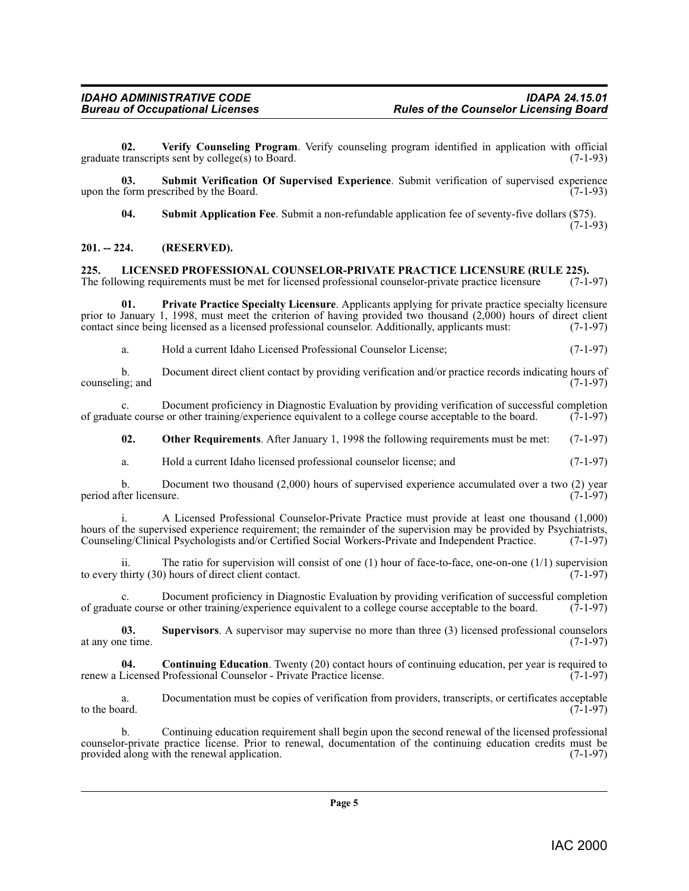**02. Verify Counseling Program**. Verify counseling program identified in application with official graduate transcripts sent by college(s) to Board. (7-1-93)

**03. Submit Verification Of Supervised Experience**. Submit verification of supervised experience upon the form prescribed by the Board. (7-1-93)

**04. Submit Application Fee**. Submit a non-refundable application fee of seventy-five dollars ($75). (7-1-93)

## 201. -- 224. (RESERVED).

## 225. LICENSED PROFESSIONAL COUNSELOR-PRIVATE PRACTICE LICENSURE (RULE 225).

The following requirements must be met for licensed professional counselor-private practice licensure (7-1-97)

**01. Private Practice Specialty Licensure**. Applicants applying for private practice specialty licensure prior to January 1, 1998, must meet the criterion of having provided two thousand (2,000) hours of direct client contact since being licensed as a licensed professional counselor. Additionally, applicants must: (7-1-97)

a. Hold a current Idaho Licensed Professional Counselor License; (7-1-97)

b. Document direct client contact by providing verification and/or practice records indicating hours of counseling; and (7-1-97)

c. Document proficiency in Diagnostic Evaluation by providing verification of successful completion of graduate course or other training/experience equivalent to a college course acceptable to the board. (7-1-97)

**02. Other Requirements**. After January 1, 1998 the following requirements must be met: (7-1-97)

a. Hold a current Idaho licensed professional counselor license; and (7-1-97)

b. Document two thousand (2,000) hours of supervised experience accumulated over a two (2) year period after licensure. (7-1-97)

i. A Licensed Professional Counselor-Private Practice must provide at least one thousand (1,000) hours of the supervised experience requirement; the remainder of the supervision may be provided by Psychiatrists, Counseling/Clinical Psychologists and/or Certified Social Workers-Private and Independent Practice. (7-1-97)

ii. The ratio for supervision will consist of one (1) hour of face-to-face, one-on-one (1/1) supervision to every thirty (30) hours of direct client contact. (7-1-97)

c. Document proficiency in Diagnostic Evaluation by providing verification of successful completion of graduate course or other training/experience equivalent to a college course acceptable to the board. (7-1-97)

**03. Supervisors**. A supervisor may supervise no more than three (3) licensed professional counselors at any one time. (7-1-97)

**04. Continuing Education**. Twenty (20) contact hours of continuing education, per year is required to renew a Licensed Professional Counselor - Private Practice license. (7-1-97)

a. Documentation must be copies of verification from providers, transcripts, or certificates acceptable to the board. (7-1-97)

b. Continuing education requirement shall begin upon the second renewal of the licensed professional counselor-private practice license. Prior to renewal, documentation of the continuing education credits must be provided along with the renewal application. (7-1-97)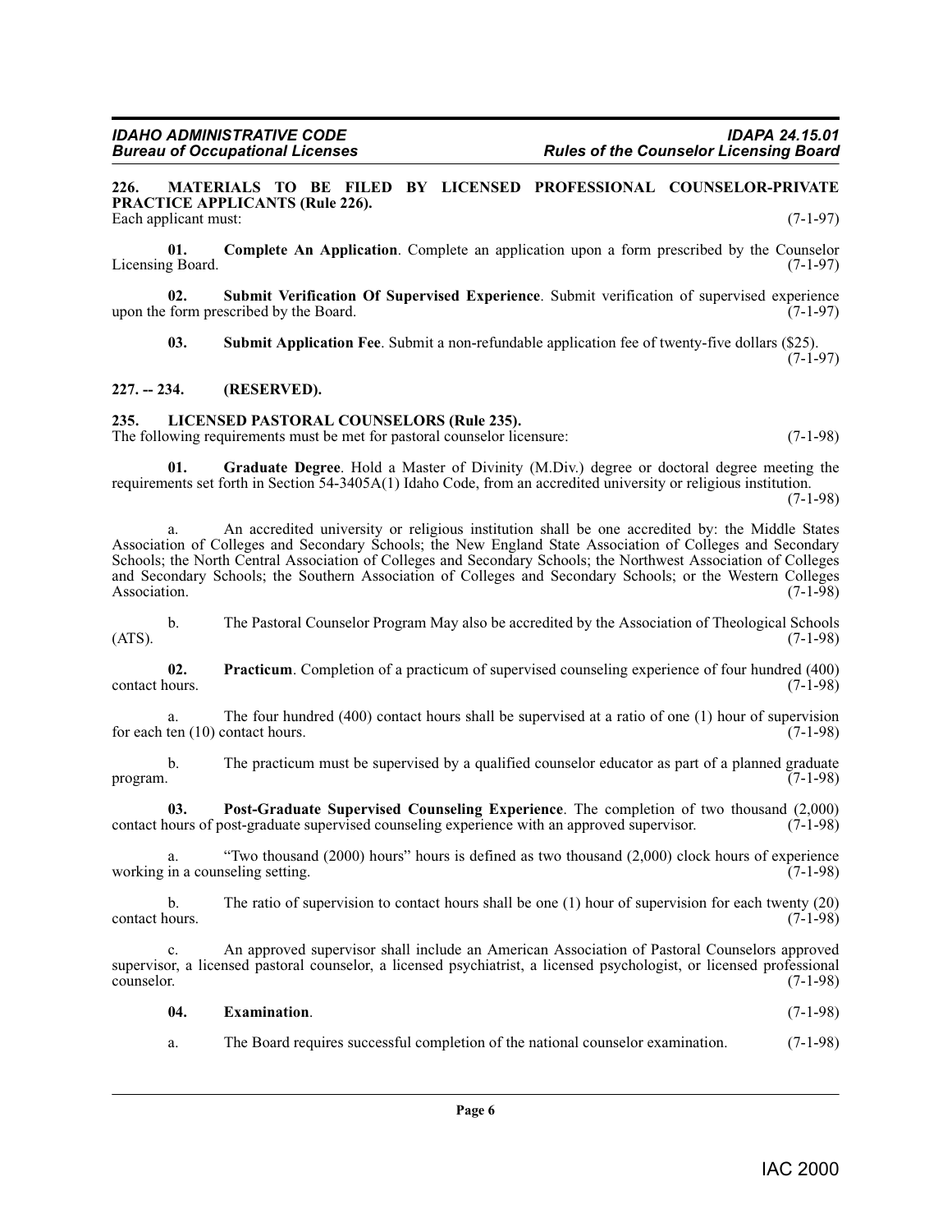**226. MATERIALS TO BE FILED BY LICENSED PROFESSIONAL COUNSELOR-PRIVATE PRACTICE APPLICANTS (Rule 226).**
Each applicant must: (7-1-97)

**01. Complete An Application**. Complete an application upon a form prescribed by the Counselor Licensing Board. (7-1-97)

**02. Submit Verification Of Supervised Experience**. Submit verification of supervised experience upon the form prescribed by the Board. (7-1-97)

**03. Submit Application Fee**. Submit a non-refundable application fee of twenty-five dollars ($25). (7-1-97)

**227. -- 234. (RESERVED).**

**235. LICENSED PASTORAL COUNSELORS (Rule 235).**
The following requirements must be met for pastoral counselor licensure: (7-1-98)

**01. Graduate Degree**. Hold a Master of Divinity (M.Div.) degree or doctoral degree meeting the requirements set forth in Section 54-3405A(1) Idaho Code, from an accredited university or religious institution. (7-1-98)

a. An accredited university or religious institution shall be one accredited by: the Middle States Association of Colleges and Secondary Schools; the New England State Association of Colleges and Secondary Schools; the North Central Association of Colleges and Secondary Schools; the Northwest Association of Colleges and Secondary Schools; the Southern Association of Colleges and Secondary Schools; or the Western Colleges Association. (7-1-98)

b. The Pastoral Counselor Program May also be accredited by the Association of Theological Schools (ATS). (7-1-98)

**02. Practicum**. Completion of a practicum of supervised counseling experience of four hundred (400) contact hours. (7-1-98)

a. The four hundred (400) contact hours shall be supervised at a ratio of one (1) hour of supervision for each ten (10) contact hours. (7-1-98)

b. The practicum must be supervised by a qualified counselor educator as part of a planned graduate program. (7-1-98)

**03. Post-Graduate Supervised Counseling Experience**. The completion of two thousand (2,000) contact hours of post-graduate supervised counseling experience with an approved supervisor. (7-1-98)

a. "Two thousand (2000) hours" hours is defined as two thousand (2,000) clock hours of experience working in a counseling setting. (7-1-98)

b. The ratio of supervision to contact hours shall be one (1) hour of supervision for each twenty (20) contact hours. (7-1-98)

c. An approved supervisor shall include an American Association of Pastoral Counselors approved supervisor, a licensed pastoral counselor, a licensed psychiatrist, a licensed psychologist, or licensed professional counselor. (7-1-98)

**04. Examination**. (7-1-98)

a. The Board requires successful completion of the national counselor examination. (7-1-98)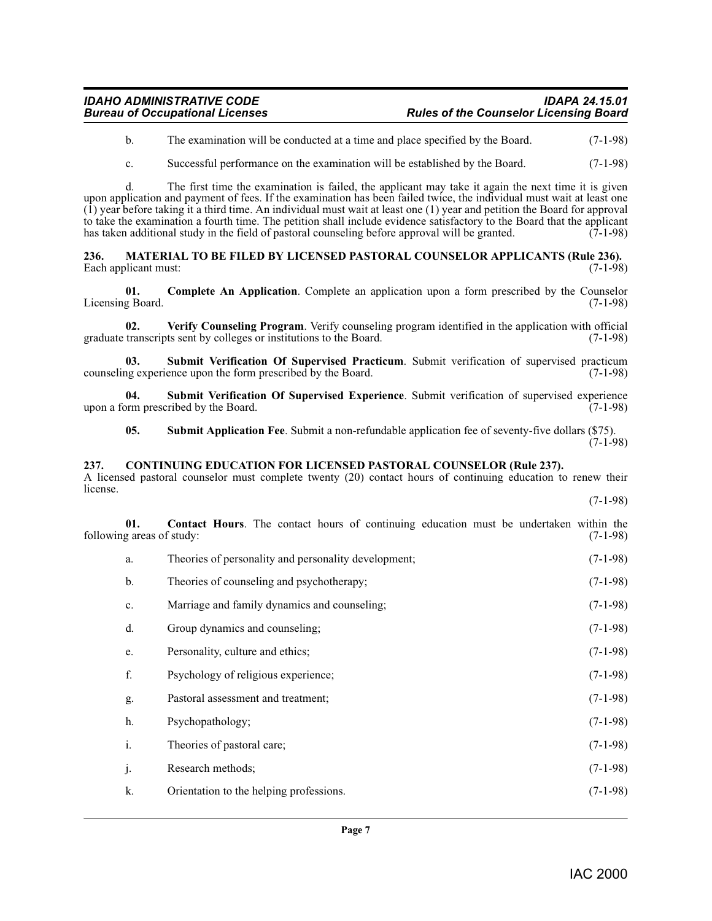b. The examination will be conducted at a time and place specified by the Board. (7-1-98)

c. Successful performance on the examination will be established by the Board. (7-1-98)

d. The first time the examination is failed, the applicant may take it again the next time it is given upon application and payment of fees. If the examination has been failed twice, the individual must wait at least one (1) year before taking it a third time. An individual must wait at least one (1) year and petition the Board for approval to take the examination a fourth time. The petition shall include evidence satisfactory to the Board that the applicant has taken additional study in the field of pastoral counseling before approval will be granted. (7-1-98)

## 236. MATERIAL TO BE FILED BY LICENSED PASTORAL COUNSELOR APPLICANTS (Rule 236).

Each applicant must: (7-1-98)

**01. Complete An Application**. Complete an application upon a form prescribed by the Counselor Licensing Board. (7-1-98)

**02. Verify Counseling Program**. Verify counseling program identified in the application with official graduate transcripts sent by colleges or institutions to the Board. (7-1-98)

**03. Submit Verification Of Supervised Practicum**. Submit verification of supervised practicum counseling experience upon the form prescribed by the Board. (7-1-98)

**04. Submit Verification Of Supervised Experience**. Submit verification of supervised experience upon a form prescribed by the Board. (7-1-98)

**05. Submit Application Fee**. Submit a non-refundable application fee of seventy-five dollars ($75). (7-1-98)

## 237. CONTINUING EDUCATION FOR LICENSED PASTORAL COUNSELOR (Rule 237).

A licensed pastoral counselor must complete twenty (20) contact hours of continuing education to renew their license. (7-1-98)

**01. Contact Hours**. The contact hours of continuing education must be undertaken within the following areas of study: (7-1-98)

a. Theories of personality and personality development; (7-1-98)

b. Theories of counseling and psychotherapy; (7-1-98)

c. Marriage and family dynamics and counseling; (7-1-98)

d. Group dynamics and counseling; (7-1-98)

e. Personality, culture and ethics; (7-1-98)

f. Psychology of religious experience; (7-1-98)

g. Pastoral assessment and treatment; (7-1-98)

h. Psychopathology; (7-1-98)

i. Theories of pastoral care; (7-1-98)

j. Research methods; (7-1-98)

k. Orientation to the helping professions. (7-1-98)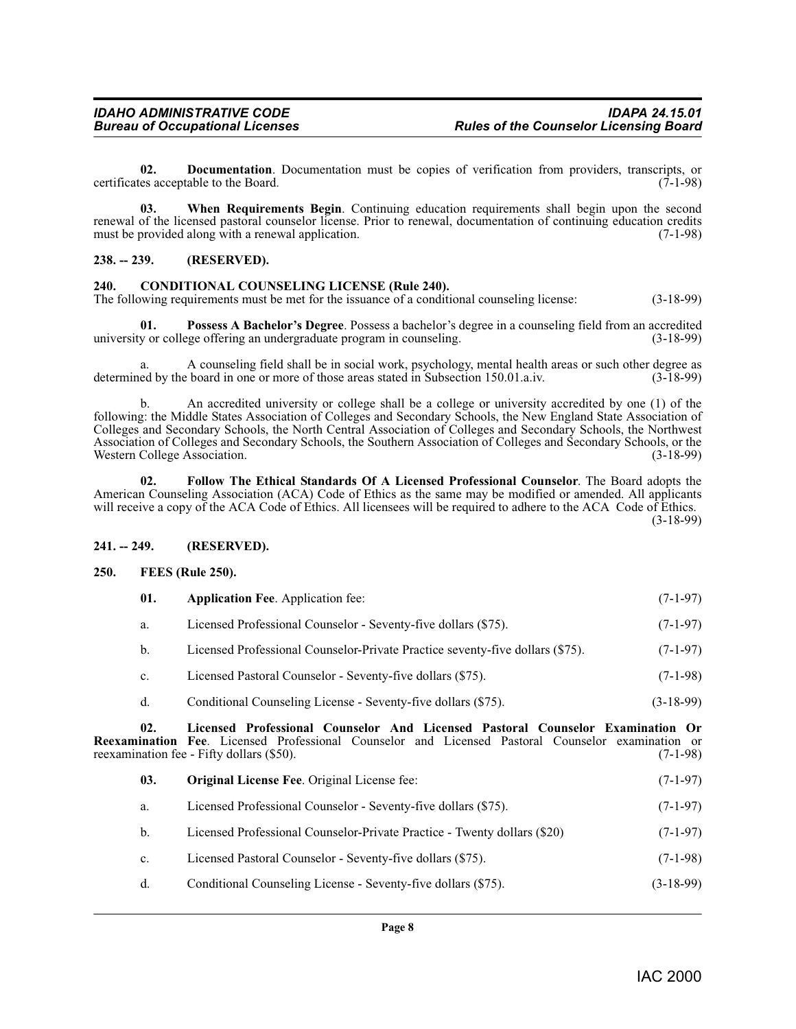**02. Documentation**. Documentation must be copies of verification from providers, transcripts, or certificates acceptable to the Board. (7-1-98)

**03. When Requirements Begin**. Continuing education requirements shall begin upon the second renewal of the licensed pastoral counselor license. Prior to renewal, documentation of continuing education credits must be provided along with a renewal application. (7-1-98)

## 238. -- 239. (RESERVED).

## 240. CONDITIONAL COUNSELING LICENSE (Rule 240).

The following requirements must be met for the issuance of a conditional counseling license: (3-18-99)

**01. Possess A Bachelor's Degree**. Possess a bachelor's degree in a counseling field from an accredited university or college offering an undergraduate program in counseling. (3-18-99)

a. A counseling field shall be in social work, psychology, mental health areas or such other degree as determined by the board in one or more of those areas stated in Subsection 150.01.a.iv. (3-18-99)

b. An accredited university or college shall be a college or university accredited by one (1) of the following: the Middle States Association of Colleges and Secondary Schools, the New England State Association of Colleges and Secondary Schools, the North Central Association of Colleges and Secondary Schools, the Northwest Association of Colleges and Secondary Schools, the Southern Association of Colleges and Secondary Schools, or the Western College Association. (3-18-99)

**02. Follow The Ethical Standards Of A Licensed Professional Counselor**. The Board adopts the American Counseling Association (ACA) Code of Ethics as the same may be modified or amended. All applicants will receive a copy of the ACA Code of Ethics. All licensees will be required to adhere to the ACA Code of Ethics. (3-18-99)

## 241. -- 249. (RESERVED).

## 250. FEES (Rule 250).

**01. Application Fee**. Application fee: (7-1-97)

a. Licensed Professional Counselor - Seventy-five dollars ($75). (7-1-97)

b. Licensed Professional Counselor-Private Practice seventy-five dollars ($75). (7-1-97)

c. Licensed Pastoral Counselor - Seventy-five dollars ($75). (7-1-98)

d. Conditional Counseling License - Seventy-five dollars ($75). (3-18-99)

**02. Licensed Professional Counselor And Licensed Pastoral Counselor Examination Or Reexamination Fee**. Licensed Professional Counselor and Licensed Pastoral Counselor examination or reexamination fee - Fifty dollars ($50). (7-1-98)

**03. Original License Fee**. Original License fee: (7-1-97)

a. Licensed Professional Counselor - Seventy-five dollars ($75). (7-1-97)

b. Licensed Professional Counselor-Private Practice - Twenty dollars ($20) (7-1-97)

c. Licensed Pastoral Counselor - Seventy-five dollars ($75). (7-1-98)

d. Conditional Counseling License - Seventy-five dollars ($75). (3-18-99)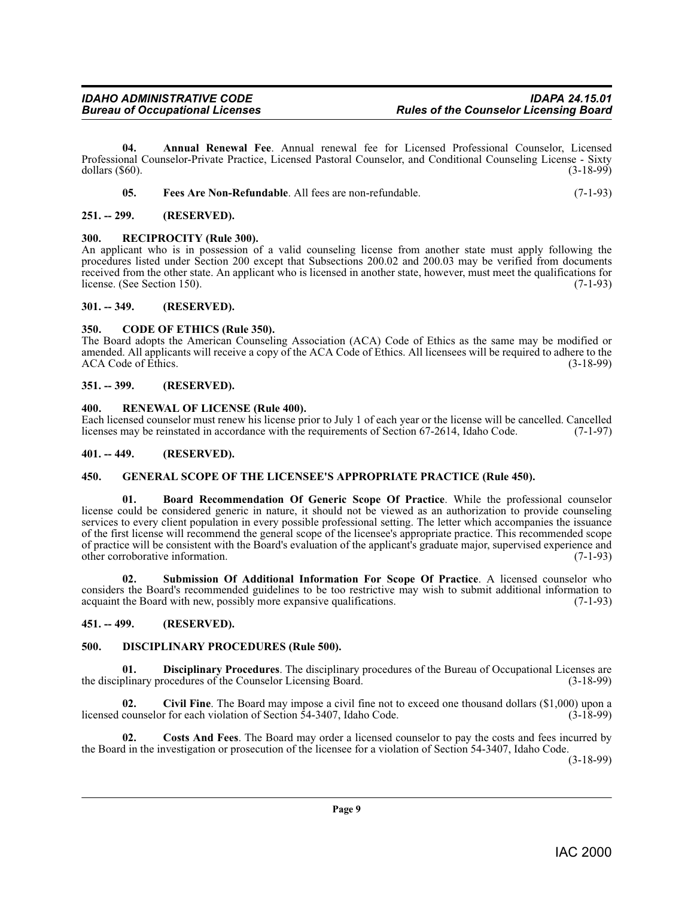**04. Annual Renewal Fee**. Annual renewal fee for Licensed Professional Counselor, Licensed Professional Counselor-Private Practice, Licensed Pastoral Counselor, and Conditional Counseling License - Sixty dollars ($60). (3-18-99)

**05. Fees Are Non-Refundable**. All fees are non-refundable. (7-1-93)

## 251. -- 299. (RESERVED).

## 300. RECIPROCITY (Rule 300).

An applicant who is in possession of a valid counseling license from another state must apply following the procedures listed under Section 200 except that Subsections 200.02 and 200.03 may be verified from documents received from the other state. An applicant who is licensed in another state, however, must meet the qualifications for license. (See Section 150). (7-1-93)

## 301. -- 349. (RESERVED).

## 350. CODE OF ETHICS (Rule 350).

The Board adopts the American Counseling Association (ACA) Code of Ethics as the same may be modified or amended. All applicants will receive a copy of the ACA Code of Ethics. All licensees will be required to adhere to the ACA Code of Ethics. (3-18-99)

## 351. -- 399. (RESERVED).

## 400. RENEWAL OF LICENSE (Rule 400).

Each licensed counselor must renew his license prior to July 1 of each year or the license will be cancelled. Cancelled licenses may be reinstated in accordance with the requirements of Section 67-2614, Idaho Code. (7-1-97)

## 401. -- 449. (RESERVED).

## 450. GENERAL SCOPE OF THE LICENSEE'S APPROPRIATE PRACTICE (Rule 450).

**01. Board Recommendation Of Generic Scope Of Practice**. While the professional counselor license could be considered generic in nature, it should not be viewed as an authorization to provide counseling services to every client population in every possible professional setting. The letter which accompanies the issuance of the first license will recommend the general scope of the licensee's appropriate practice. This recommended scope of practice will be consistent with the Board's evaluation of the applicant's graduate major, supervised experience and other corroborative information. (7-1-93)

**02. Submission Of Additional Information For Scope Of Practice**. A licensed counselor who considers the Board's recommended guidelines to be too restrictive may wish to submit additional information to acquaint the Board with new, possibly more expansive qualifications. (7-1-93)

## 451. -- 499. (RESERVED).

## 500. DISCIPLINARY PROCEDURES (Rule 500).

**01. Disciplinary Procedures**. The disciplinary procedures of the Bureau of Occupational Licenses are the disciplinary procedures of the Counselor Licensing Board. (3-18-99)

**02. Civil Fine**. The Board may impose a civil fine not to exceed one thousand dollars ($1,000) upon a licensed counselor for each violation of Section 54-3407, Idaho Code. (3-18-99)

**02. Costs And Fees**. The Board may order a licensed counselor to pay the costs and fees incurred by the Board in the investigation or prosecution of the licensee for a violation of Section 54-3407, Idaho Code. (3-18-99)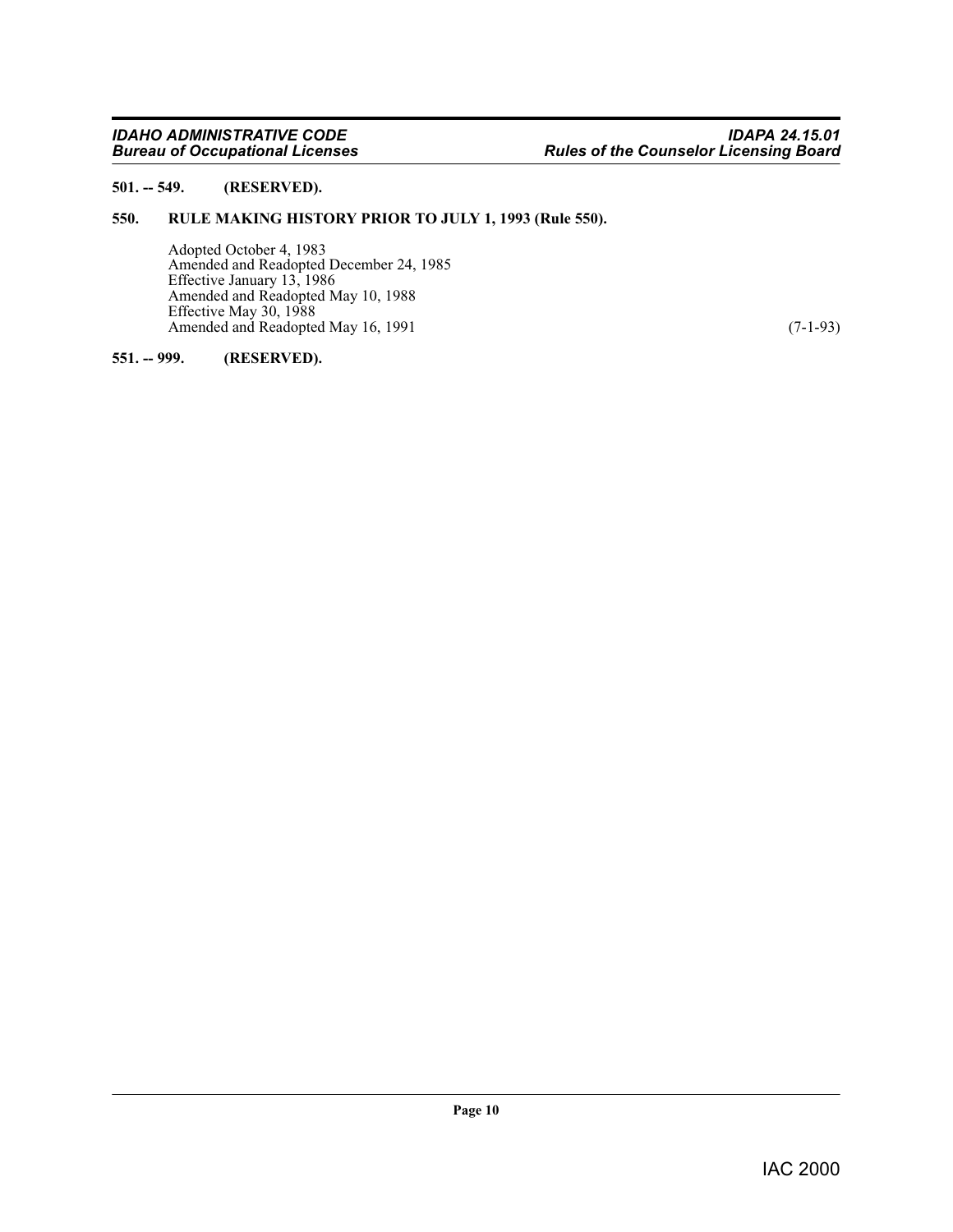**501. -- 549. (RESERVED).**

**550. RULE MAKING HISTORY PRIOR TO JULY 1, 1993 (Rule 550).**

Adopted October 4, 1983
Amended and Readopted December 24, 1985
Effective January 13, 1986
Amended and Readopted May 10, 1988
Effective May 30, 1988
Amended and Readopted May 16, 1991 (7-1-93)

**551. -- 999. (RESERVED).**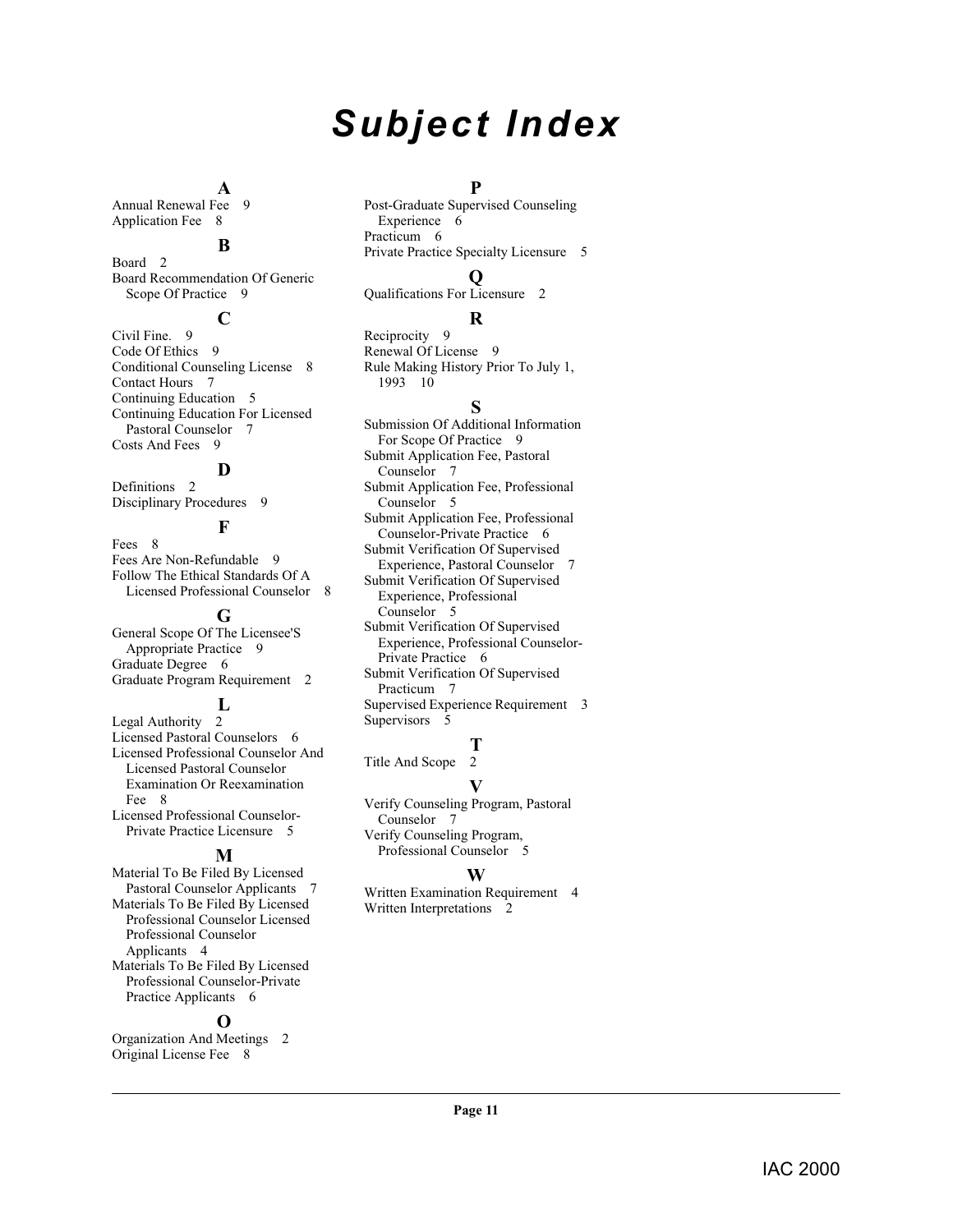# Subject Index

## A

Annual Renewal Fee 9
Application Fee 8

## B

Board 2
Board Recommendation Of Generic Scope Of Practice 9

## C

Civil Fine. 9
Code Of Ethics 9
Conditional Counseling License 8
Contact Hours 7
Continuing Education 5
Continuing Education For Licensed Pastoral Counselor 7
Costs And Fees 9

## D

Definitions 2
Disciplinary Procedures 9

## F

Fees 8
Fees Are Non-Refundable 9
Follow The Ethical Standards Of A Licensed Professional Counselor 8

## G

General Scope Of The Licensee'S Appropriate Practice 9
Graduate Degree 6
Graduate Program Requirement 2

## L

Legal Authority 2
Licensed Pastoral Counselors 6
Licensed Professional Counselor And Licensed Pastoral Counselor Examination Or Reexamination Fee 8
Licensed Professional Counselor-Private Practice Licensure 5

## M

Material To Be Filed By Licensed Pastoral Counselor Applicants 7
Materials To Be Filed By Licensed Professional Counselor Licensed Professional Counselor Applicants 4
Materials To Be Filed By Licensed Professional Counselor-Private Practice Applicants 6

## O

Organization And Meetings 2
Original License Fee 8

## P

Post-Graduate Supervised Counseling Experience 6
Practicum 6
Private Practice Specialty Licensure 5

## Q

Qualifications For Licensure 2

## R

Reciprocity 9
Renewal Of License 9
Rule Making History Prior To July 1, 1993 10

## S

Submission Of Additional Information For Scope Of Practice 9
Submit Application Fee, Pastoral Counselor 7
Submit Application Fee, Professional Counselor 5
Submit Application Fee, Professional Counselor-Private Practice 6
Submit Verification Of Supervised Experience, Pastoral Counselor 7
Submit Verification Of Supervised Experience, Professional Counselor 5
Submit Verification Of Supervised Experience, Professional Counselor-Private Practice 6
Submit Verification Of Supervised Practicum 7
Supervised Experience Requirement 3
Supervisors 5

## T

Title And Scope 2

## V

Verify Counseling Program, Pastoral Counselor 7
Verify Counseling Program, Professional Counselor 5

## W

Written Examination Requirement 4
Written Interpretations 2